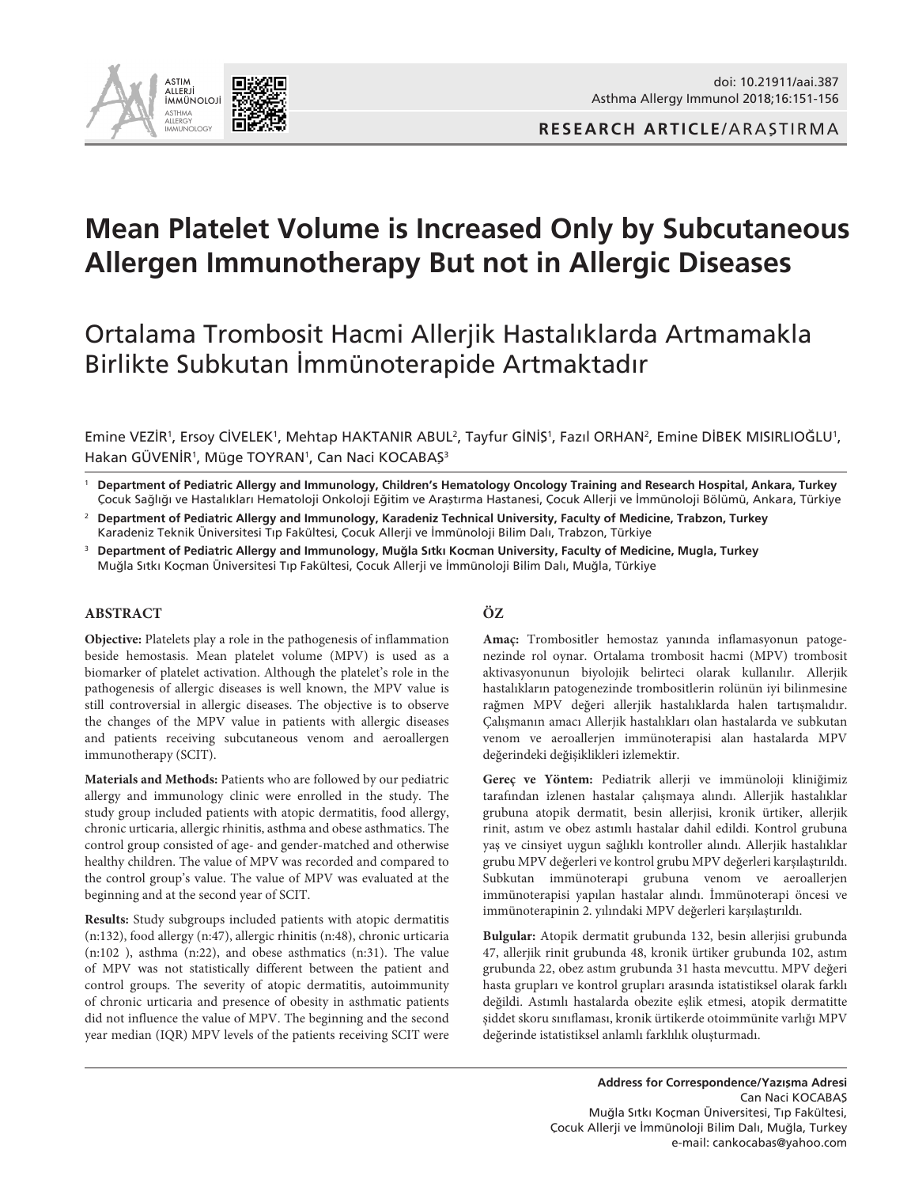RESEARCH ARTICLE/ARAŞTIRMA

# Mean Platelet Volume is Increased Only by Subcutaneous Allergen Immunotherapy But not in Allergic Diseases

# Ortalama Trombosit Hacmi Allerjik Hastalıklarda Artmamakla Birlikte Subkutan İmmünoterapide Artmaktadır

Emine VEZİR[1], Ersoy CİVELEK[1], Mehtap HAKTANIR ABUL[2], Tayfur GİNİŞ[1], Fazıl ORHAN[2], Emine DİBEK MISIRLIOĞLU[1], Hakan GÜVENİR[1], Müge TOYRAN[1], Can Naci KOCABAŞ[3]

[1] **Department of Pediatric Allergy and Immunology, Children's Hematology Oncology Training and Research Hospital, Ankara, Turkey**
Çocuk Sağlığı ve Hastalıkları Hematoloji Onkoloji Eğitim ve Araştırma Hastanesi, Çocuk Allerji ve İmmünoloji Bölümü, Ankara, Türkiye

[2] **Department of Pediatric Allergy and Immunology, Karadeniz Technical University, Faculty of Medicine, Trabzon, Turkey**
Karadeniz Teknik Üniversitesi Tıp Fakültesi, Çocuk Allerji ve İmmünoloji Bilim Dalı, Trabzon, Türkiye

[3] **Department of Pediatric Allergy and Immunology, Muğla Sıtkı Kocman University, Faculty of Medicine, Mugla, Turkey**
Muğla Sıtkı Koçman Üniversitesi Tıp Fakültesi, Çocuk Allerji ve İmmünoloji Bilim Dalı, Muğla, Türkiye

## ABSTRACT

**Objective:** Platelets play a role in the pathogenesis of inflammation beside hemostasis. Mean platelet volume (MPV) is used as a biomarker of platelet activation. Although the platelet's role in the pathogenesis of allergic diseases is well known, the MPV value is still controversial in allergic diseases. The objective is to observe the changes of the MPV value in patients with allergic diseases and patients receiving subcutaneous venom and aeroallergen immunotherapy (SCIT).

**Materials and Methods:** Patients who are followed by our pediatric allergy and immunology clinic were enrolled in the study. The study group included patients with atopic dermatitis, food allergy, chronic urticaria, allergic rhinitis, asthma and obese asthmatics. The control group consisted of age- and gender-matched and otherwise healthy children. The value of MPV was recorded and compared to the control group's value. The value of MPV was evaluated at the beginning and at the second year of SCIT.

**Results:** Study subgroups included patients with atopic dermatitis (n:132), food allergy (n:47), allergic rhinitis (n:48), chronic urticaria (n:102 ), asthma (n:22), and obese asthmatics (n:31). The value of MPV was not statistically different between the patient and control groups. The severity of atopic dermatitis, autoimmunity of chronic urticaria and presence of obesity in asthmatic patients did not influence the value of MPV. The beginning and the second year median (IQR) MPV levels of the patients receiving SCIT were

## ÖZ

**Amaç:** Trombositler hemostaz yanında inflamasyonun patogenezinde rol oynar. Ortalama trombosit hacmi (MPV) trombosit aktivasyonunun biyolojik belirteci olarak kullanılır. Allerjik hastalıkların patogenezinde trombositlerin rolünün iyi bilinmesine rağmen MPV değeri allerjik hastalıklarda halen tartışmalıdır. Çalışmanın amacı Allerjik hastalıkları olan hastalarda ve subkutan venom ve aeroallerjen immünoterapisi alan hastalarda MPV değerindeki değişiklikleri izlemektir.

**Gereç ve Yöntem:** Pediatrik allerji ve immünoloji kliniğimiz tarafından izlenen hastalar çalışmaya alındı. Allerjik hastalıklar grubuna atopik dermatit, besin allerjisi, kronik ürtiker, allerjik rinit, astım ve obez astımlı hastalar dahil edildi. Kontrol grubuna yaş ve cinsiyet uygun sağlıklı kontroller alındı. Allerjik hastalıklar grubu MPV değerleri ve kontrol grubu MPV değerleri karşılaştırıldı. Subkutan immünoterapi grubuna venom ve aeroallerjen immünoterapisi yapılan hastalar alındı. İmmünoterapi öncesi ve immünoterapinin 2. yılındaki MPV değerleri karşılaştırıldı.

**Bulgular:** Atopik dermatit grubunda 132, besin allerjisi grubunda 47, allerjik rinit grubunda 48, kronik ürtiker grubunda 102, astım grubunda 22, obez astım grubunda 31 hasta mevcuttu. MPV değeri hasta grupları ve kontrol grupları arasında istatistiksel olarak farklı değildi. Astımlı hastalarda obezite eşlik etmesi, atopik dermatitte şiddet skoru sınıflaması, kronik ürtikerde otoimmünite varlığı MPV değerinde istatistiksel anlamlı farklılık oluşturmadı.

**Address for Correspondence/Yazışma Adresi**
Can Naci KOCABAŞ
Muğla Sıtkı Koçman Üniversitesi, Tıp Fakültesi,
Çocuk Allerji ve İmmünoloji Bilim Dalı, Muğla, Turkey
e-mail: cankocabas@yahoo.com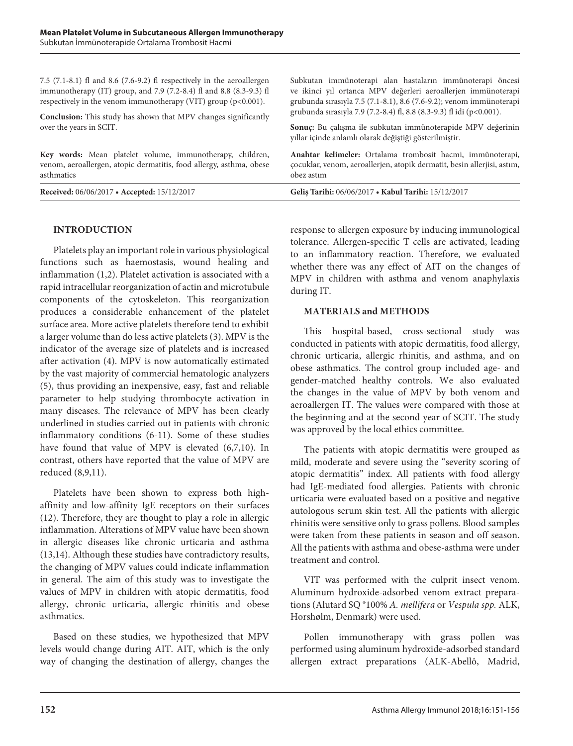7.5 (7.1-8.1) fl and 8.6 (7.6-9.2) fl respectively in the aeroallergen immunotherapy (IT) group, and 7.9 (7.2-8.4) fl and 8.8 (8.3-9.3) fl respectively in the venom immunotherapy (VIT) group ($p<0.001$).

**Conclusion:** This study has shown that MPV changes significantly over the years in SCIT.

**Key words:** Mean platelet volume, immunotherapy, children, venom, aeroallergen, atopic dermatitis, food allergy, asthma, obese asthmatics

**Received:** 06/06/2017 • **Accepted:** 15/12/2017

Subkutan immünoterapi alan hastaların immünoterapi öncesi ve ikinci yıl ortanca MPV değerleri aeroallerjen immünoterapi grubunda sırasıyla 7.5 (7.1-8.1), 8.6 (7.6-9.2); venom immünoterapi grubunda sırasıyla 7.9 (7.2-8.4) fl, 8.8 (8.3-9.3) fl idi ($p<0.001$).

**Sonuç:** Bu çalışma ile subkutan immünoterapide MPV değerinin yıllar içinde anlamlı olarak değiştiği gösterilmiştir.

**Anahtar kelimeler:** Ortalama trombosit hacmi, immünoterapi, çocuklar, venom, aeroallerjen, atopik dermatit, besin allerjisi, astım, obez astım

**Geliş Tarihi:** 06/06/2017 • **Kabul Tarihi:** 15/12/2017

## INTRODUCTION

Platelets play an important role in various physiological functions such as haemostasis, wound healing and inflammation (1,2). Platelet activation is associated with a rapid intracellular reorganization of actin and microtubule components of the cytoskeleton. This reorganization produces a considerable enhancement of the platelet surface area. More active platelets therefore tend to exhibit a larger volume than do less active platelets (3). MPV is the indicator of the average size of platelets and is increased after activation (4). MPV is now automatically estimated by the vast majority of commercial hematologic analyzers (5), thus providing an inexpensive, easy, fast and reliable parameter to help studying thrombocyte activation in many diseases. The relevance of MPV has been clearly underlined in studies carried out in patients with chronic inflammatory conditions (6-11). Some of these studies have found that value of MPV is elevated (6,7,10). In contrast, others have reported that the value of MPV are reduced (8,9,11).

Platelets have been shown to express both high-affinity and low-affinity IgE receptors on their surfaces (12). Therefore, they are thought to play a role in allergic inflammation. Alterations of MPV value have been shown in allergic diseases like chronic urticaria and asthma (13,14). Although these studies have contradictory results, the changing of MPV values could indicate inflammation in general. The aim of this study was to investigate the values of MPV in children with atopic dermatitis, food allergy, chronic urticaria, allergic rhinitis and obese asthmatics.

Based on these studies, we hypothesized that MPV levels would change during AIT. AIT, which is the only way of changing the destination of allergy, changes the response to allergen exposure by inducing immunological tolerance. Allergen-specific T cells are activated, leading to an inflammatory reaction. Therefore, we evaluated whether there was any effect of AIT on the changes of MPV in children with asthma and venom anaphylaxis during IT.

## MATERIALS and METHODS

This hospital-based, cross-sectional study was conducted in patients with atopic dermatitis, food allergy, chronic urticaria, allergic rhinitis, and asthma, and on obese asthmatics. The control group included age- and gender-matched healthy controls. We also evaluated the changes in the value of MPV by both venom and aeroallergen IT. The values were compared with those at the beginning and at the second year of SCIT. The study was approved by the local ethics committee.

The patients with atopic dermatitis were grouped as mild, moderate and severe using the "severity scoring of atopic dermatitis" index. All patients with food allergy had IgE-mediated food allergies. Patients with chronic urticaria were evaluated based on a positive and negative autologous serum skin test. All the patients with allergic rhinitis were sensitive only to grass pollens. Blood samples were taken from these patients in season and off season. All the patients with asthma and obese-asthma were under treatment and control.

VIT was performed with the culprit insect venom. Aluminum hydroxide-adsorbed venom extract preparations (Alutard SQ ®100% *A. mellifera* or *Vespula spp.* ALK, Horshølm, Denmark) were used.

Pollen immunotherapy with grass pollen was performed using aluminum hydroxide-adsorbed standard allergen extract preparations (ALK-Abellô, Madrid,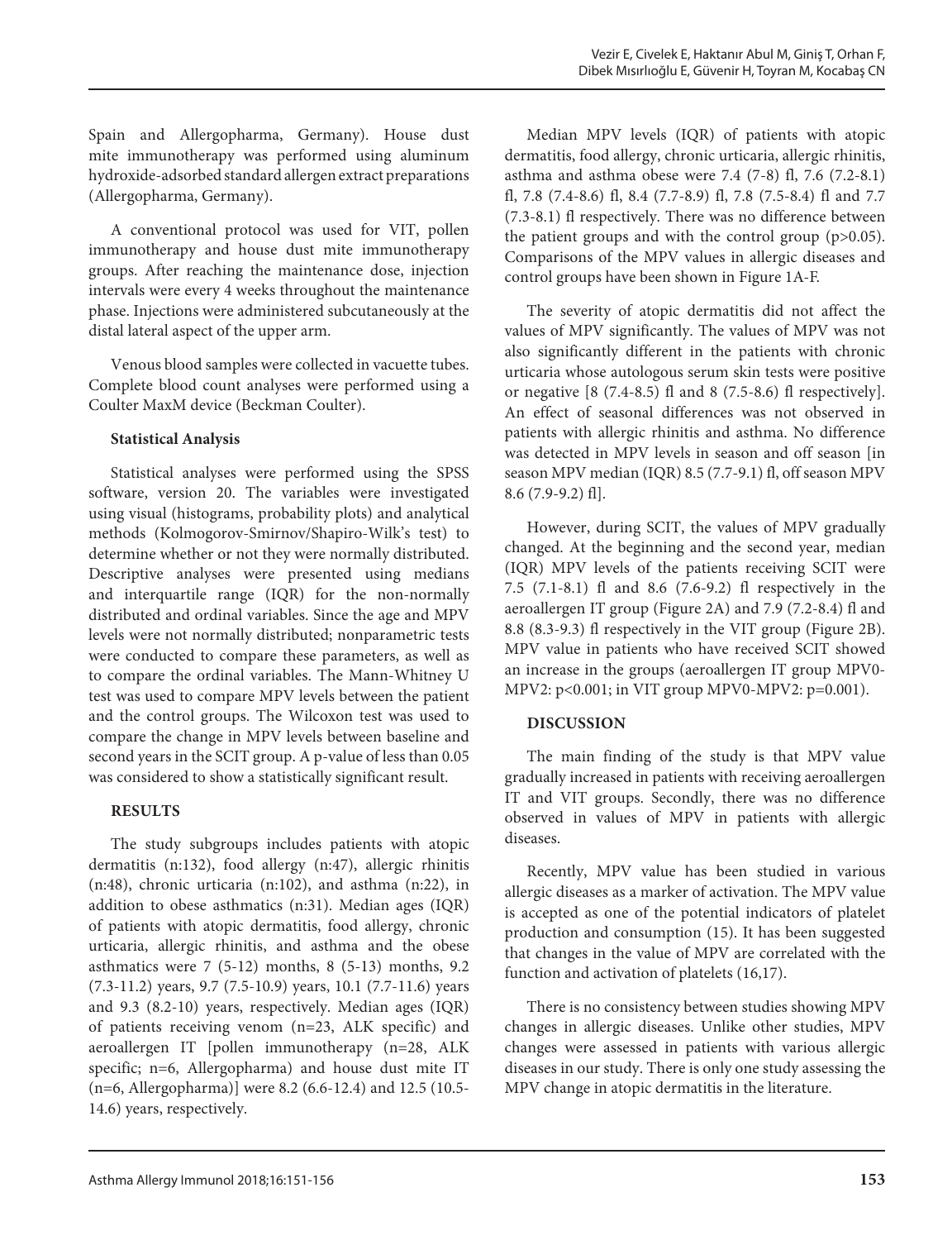Spain and Allergopharma, Germany). House dust mite immunotherapy was performed using aluminum hydroxide-adsorbed standard allergen extract preparations (Allergopharma, Germany).

A conventional protocol was used for VIT, pollen immunotherapy and house dust mite immunotherapy groups. After reaching the maintenance dose, injection intervals were every 4 weeks throughout the maintenance phase. Injections were administered subcutaneously at the distal lateral aspect of the upper arm.

Venous blood samples were collected in vacuette tubes. Complete blood count analyses were performed using a Coulter MaxM device (Beckman Coulter).

### Statistical Analysis

Statistical analyses were performed using the SPSS software, version 20. The variables were investigated using visual (histograms, probability plots) and analytical methods (Kolmogorov-Smirnov/Shapiro-Wilk's test) to determine whether or not they were normally distributed. Descriptive analyses were presented using medians and interquartile range (IQR) for the non-normally distributed and ordinal variables. Since the age and MPV levels were not normally distributed; nonparametric tests were conducted to compare these parameters, as well as to compare the ordinal variables. The Mann-Whitney U test was used to compare MPV levels between the patient and the control groups. The Wilcoxon test was used to compare the change in MPV levels between baseline and second years in the SCIT group. A p-value of less than 0.05 was considered to show a statistically significant result.

## RESULTS

The study subgroups includes patients with atopic dermatitis (n:132), food allergy (n:47), allergic rhinitis (n:48), chronic urticaria (n:102), and asthma (n:22), in addition to obese asthmatics (n:31). Median ages (IQR) of patients with atopic dermatitis, food allergy, chronic urticaria, allergic rhinitis, and asthma and the obese asthmatics were 7 (5-12) months, 8 (5-13) months, 9.2 (7.3-11.2) years, 9.7 (7.5-10.9) years, 10.1 (7.7-11.6) years and 9.3 (8.2-10) years, respectively. Median ages (IQR) of patients receiving venom (n=23, ALK specific) and aeroallergen IT [pollen immunotherapy (n=28, ALK specific; n=6, Allergopharma) and house dust mite IT (n=6, Allergopharma)] were 8.2 (6.6-12.4) and 12.5 (10.5-14.6) years, respectively.

Median MPV levels (IQR) of patients with atopic dermatitis, food allergy, chronic urticaria, allergic rhinitis, asthma and asthma obese were 7.4 (7-8) fl, 7.6 (7.2-8.1) fl, 7.8 (7.4-8.6) fl, 8.4 (7.7-8.9) fl, 7.8 (7.5-8.4) fl and 7.7 (7.3-8.1) fl respectively. There was no difference between the patient groups and with the control group ($p>0.05$). Comparisons of the MPV values in allergic diseases and control groups have been shown in Figure 1A-F.

The severity of atopic dermatitis did not affect the values of MPV significantly. The values of MPV was not also significantly different in the patients with chronic urticaria whose autologous serum skin tests were positive or negative [8 (7.4-8.5) fl and 8 (7.5-8.6) fl respectively]. An effect of seasonal differences was not observed in patients with allergic rhinitis and asthma. No difference was detected in MPV levels in season and off season [in season MPV median (IQR) 8.5 (7.7-9.1) fl, off season MPV 8.6 (7.9-9.2) fl].

However, during SCIT, the values of MPV gradually changed. At the beginning and the second year, median (IQR) MPV levels of the patients receiving SCIT were 7.5 (7.1-8.1) fl and 8.6 (7.6-9.2) fl respectively in the aeroallergen IT group (Figure 2A) and 7.9 (7.2-8.4) fl and 8.8 (8.3-9.3) fl respectively in the VIT group (Figure 2B). MPV value in patients who have received SCIT showed an increase in the groups (aeroallergen IT group MPV0-MPV2: $p<0.001$; in VIT group MPV0-MPV2: $p=0.001$).

## DISCUSSION

The main finding of the study is that MPV value gradually increased in patients with receiving aeroallergen IT and VIT groups. Secondly, there was no difference observed in values of MPV in patients with allergic diseases.

Recently, MPV value has been studied in various allergic diseases as a marker of activation. The MPV value is accepted as one of the potential indicators of platelet production and consumption (15). It has been suggested that changes in the value of MPV are correlated with the function and activation of platelets (16,17).

There is no consistency between studies showing MPV changes in allergic diseases. Unlike other studies, MPV changes were assessed in patients with various allergic diseases in our study. There is only one study assessing the MPV change in atopic dermatitis in the literature.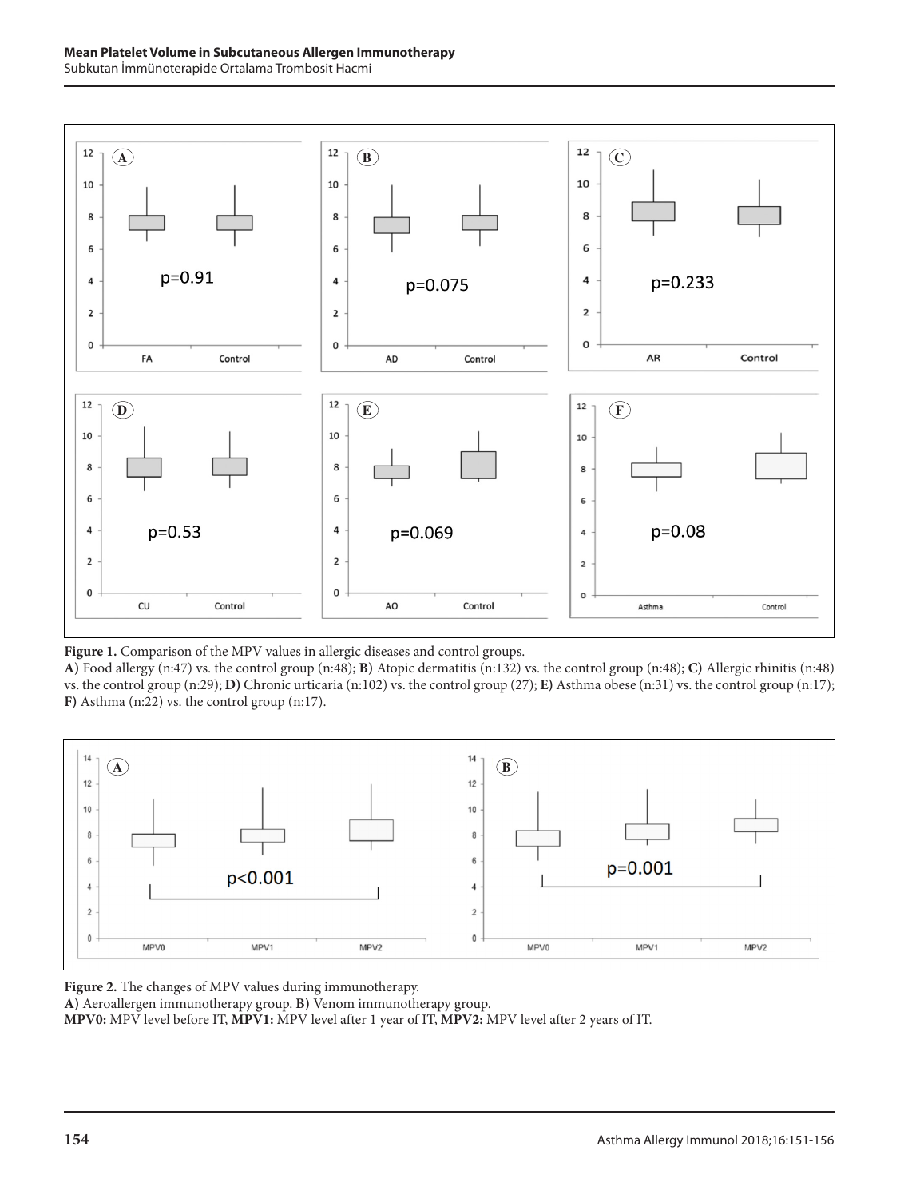**Figure 1.** Comparison of the MPV values in allergic diseases and control groups.

**A)** Food allergy (n:47) vs. the control group (n:48); **B)** Atopic dermatitis (n:132) vs. the control group (n:48); **C)** Allergic rhinitis (n:48) vs. the control group (n:29); **D)** Chronic urticaria (n:102) vs. the control group (27); **E)** Asthma obese (n:31) vs. the control group (n:17); **F)** Asthma (n:22) vs. the control group (n:17).

**Figure 2.** The changes of MPV values during immunotherapy.

**A)** Aeroallergen immunotherapy group. **B)** Venom immunotherapy group.

**MPV0:** MPV level before IT, **MPV1:** MPV level after 1 year of IT, **MPV2:** MPV level after 2 years of IT.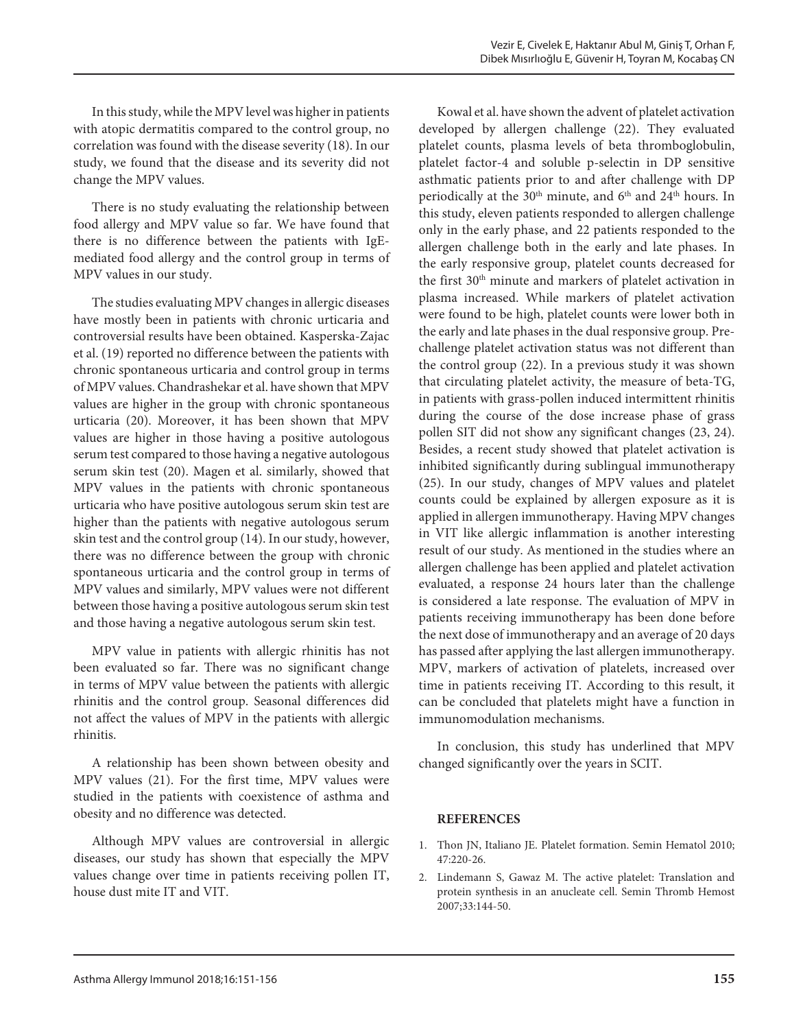In this study, while the MPV level was higher in patients with atopic dermatitis compared to the control group, no correlation was found with the disease severity (18). In our study, we found that the disease and its severity did not change the MPV values.

There is no study evaluating the relationship between food allergy and MPV value so far. We have found that there is no difference between the patients with IgE-mediated food allergy and the control group in terms of MPV values in our study.

The studies evaluating MPV changes in allergic diseases have mostly been in patients with chronic urticaria and controversial results have been obtained. Kasperska-Zajac et al. (19) reported no difference between the patients with chronic spontaneous urticaria and control group in terms of MPV values. Chandrashekar et al. have shown that MPV values are higher in the group with chronic spontaneous urticaria (20). Moreover, it has been shown that MPV values are higher in those having a positive autologous serum test compared to those having a negative autologous serum skin test (20). Magen et al. similarly, showed that MPV values in the patients with chronic spontaneous urticaria who have positive autologous serum skin test are higher than the patients with negative autologous serum skin test and the control group (14). In our study, however, there was no difference between the group with chronic spontaneous urticaria and the control group in terms of MPV values and similarly, MPV values were not different between those having a positive autologous serum skin test and those having a negative autologous serum skin test.

MPV value in patients with allergic rhinitis has not been evaluated so far. There was no significant change in terms of MPV value between the patients with allergic rhinitis and the control group. Seasonal differences did not affect the values of MPV in the patients with allergic rhinitis.

A relationship has been shown between obesity and MPV values (21). For the first time, MPV values were studied in the patients with coexistence of asthma and obesity and no difference was detected.

Although MPV values are controversial in allergic diseases, our study has shown that especially the MPV values change over time in patients receiving pollen IT, house dust mite IT and VIT.

Kowal et al. have shown the advent of platelet activation developed by allergen challenge (22). They evaluated platelet counts, plasma levels of beta thromboglobulin, platelet factor-4 and soluble p-selectin in DP sensitive asthmatic patients prior to and after challenge with DP periodically at the 30th minute, and 6th and 24th hours. In this study, eleven patients responded to allergen challenge only in the early phase, and 22 patients responded to the allergen challenge both in the early and late phases. In the early responsive group, platelet counts decreased for the first 30th minute and markers of platelet activation in plasma increased. While markers of platelet activation were found to be high, platelet counts were lower both in the early and late phases in the dual responsive group. Pre-challenge platelet activation status was not different than the control group (22). In a previous study it was shown that circulating platelet activity, the measure of beta-TG, in patients with grass-pollen induced intermittent rhinitis during the course of the dose increase phase of grass pollen SIT did not show any significant changes (23, 24). Besides, a recent study showed that platelet activation is inhibited significantly during sublingual immunotherapy (25). In our study, changes of MPV values and platelet counts could be explained by allergen exposure as it is applied in allergen immunotherapy. Having MPV changes in VIT like allergic inflammation is another interesting result of our study. As mentioned in the studies where an allergen challenge has been applied and platelet activation evaluated, a response 24 hours later than the challenge is considered a late response. The evaluation of MPV in patients receiving immunotherapy has been done before the next dose of immunotherapy and an average of 20 days has passed after applying the last allergen immunotherapy. MPV, markers of activation of platelets, increased over time in patients receiving IT. According to this result, it can be concluded that platelets might have a function in immunomodulation mechanisms.

In conclusion, this study has underlined that MPV changed significantly over the years in SCIT.

## REFERENCES

1. Thon JN, Italiano JE. Platelet formation. Semin Hematol 2010; 47:220-26.
2. Lindemann S, Gawaz M. The active platelet: Translation and protein synthesis in an anucleate cell. Semin Thromb Hemost 2007;33:144-50.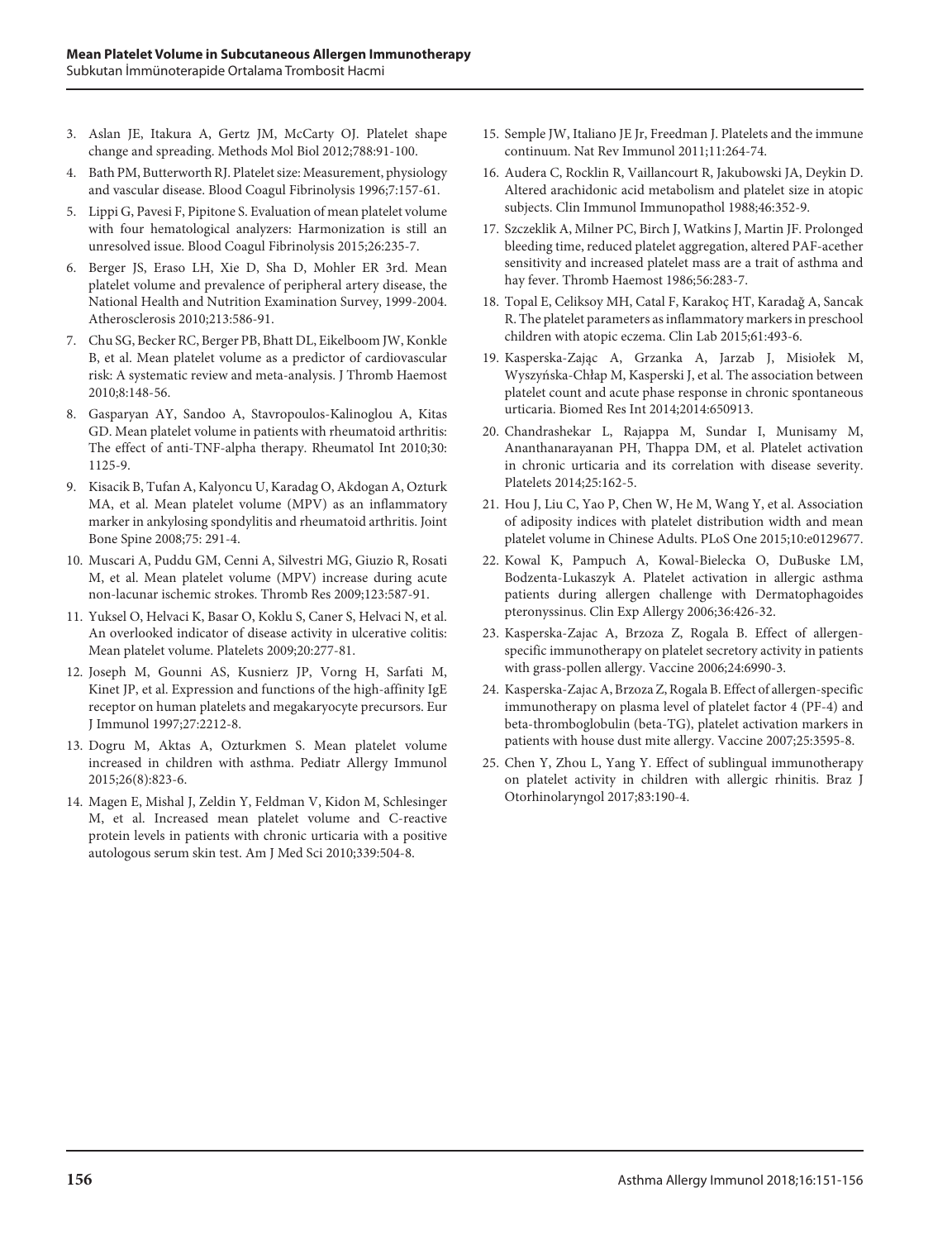3. Aslan JE, Itakura A, Gertz JM, McCarty OJ. Platelet shape change and spreading. Methods Mol Biol 2012;788:91-100.
4. Bath PM, Butterworth RJ. Platelet size: Measurement, physiology and vascular disease. Blood Coagul Fibrinolysis 1996;7:157-61.
5. Lippi G, Pavesi F, Pipitone S. Evaluation of mean platelet volume with four hematological analyzers: Harmonization is still an unresolved issue. Blood Coagul Fibrinolysis 2015;26:235-7.
6. Berger JS, Eraso LH, Xie D, Sha D, Mohler ER 3rd. Mean platelet volume and prevalence of peripheral artery disease, the National Health and Nutrition Examination Survey, 1999-2004. Atherosclerosis 2010;213:586-91.
7. Chu SG, Becker RC, Berger PB, Bhatt DL, Eikelboom JW, Konkle B, et al. Mean platelet volume as a predictor of cardiovascular risk: A systematic review and meta-analysis. J Thromb Haemost 2010;8:148-56.
8. Gasparyan AY, Sandoo A, Stavropoulos-Kalinoglou A, Kitas GD. Mean platelet volume in patients with rheumatoid arthritis: The effect of anti-TNF-alpha therapy. Rheumatol Int 2010;30: 1125-9.
9. Kisacik B, Tufan A, Kalyoncu U, Karadag O, Akdogan A, Ozturk MA, et al. Mean platelet volume (MPV) as an inflammatory marker in ankylosing spondylitis and rheumatoid arthritis. Joint Bone Spine 2008;75: 291-4.
10. Muscari A, Puddu GM, Cenni A, Silvestri MG, Giuzio R, Rosati M, et al. Mean platelet volume (MPV) increase during acute non-lacunar ischemic strokes. Thromb Res 2009;123:587-91.
11. Yuksel O, Helvaci K, Basar O, Koklu S, Caner S, Helvaci N, et al. An overlooked indicator of disease activity in ulcerative colitis: Mean platelet volume. Platelets 2009;20:277-81.
12. Joseph M, Gounni AS, Kusnierz JP, Vorng H, Sarfati M, Kinet JP, et al. Expression and functions of the high-affinity IgE receptor on human platelets and megakaryocyte precursors. Eur J Immunol 1997;27:2212-8.
13. Dogru M, Aktas A, Ozturkmen S. Mean platelet volume increased in children with asthma. Pediatr Allergy Immunol 2015;26(8):823-6.
14. Magen E, Mishal J, Zeldin Y, Feldman V, Kidon M, Schlesinger M, et al. Increased mean platelet volume and C-reactive protein levels in patients with chronic urticaria with a positive autologous serum skin test. Am J Med Sci 2010;339:504-8.
15. Semple JW, Italiano JE Jr, Freedman J. Platelets and the immune continuum. Nat Rev Immunol 2011;11:264-74.
16. Audera C, Rocklin R, Vaillancourt R, Jakubowski JA, Deykin D. Altered arachidonic acid metabolism and platelet size in atopic subjects. Clin Immunol Immunopathol 1988;46:352-9.
17. Szczeklik A, Milner PC, Birch J, Watkins J, Martin JF. Prolonged bleeding time, reduced platelet aggregation, altered PAF-acether sensitivity and increased platelet mass are a trait of asthma and hay fever. Thromb Haemost 1986;56:283-7.
18. Topal E, Celiksoy MH, Catal F, Karakoç HT, Karadağ A, Sancak R. The platelet parameters as inflammatory markers in preschool children with atopic eczema. Clin Lab 2015;61:493-6.
19. Kasperska-Zając A, Grzanka A, Jarzab J, Misiołek M, Wyszyńska-Chłap M, Kasperski J, et al. The association between platelet count and acute phase response in chronic spontaneous urticaria. Biomed Res Int 2014;2014:650913.
20. Chandrashekar L, Rajappa M, Sundar I, Munisamy M, Ananthanarayanan PH, Thappa DM, et al. Platelet activation in chronic urticaria and its correlation with disease severity. Platelets 2014;25:162-5.
21. Hou J, Liu C, Yao P, Chen W, He M, Wang Y, et al. Association of adiposity indices with platelet distribution width and mean platelet volume in Chinese Adults. PLoS One 2015;10:e0129677.
22. Kowal K, Pampuch A, Kowal-Bielecka O, DuBuske LM, Bodzenta-Lukaszyk A. Platelet activation in allergic asthma patients during allergen challenge with Dermatophagoides pteronyssinus. Clin Exp Allergy 2006;36:426-32.
23. Kasperska-Zajac A, Brzoza Z, Rogala B. Effect of allergen-specific immunotherapy on platelet secretory activity in patients with grass-pollen allergy. Vaccine 2006;24:6990-3.
24. Kasperska-Zajac A, Brzoza Z, Rogala B. Effect of allergen-specific immunotherapy on plasma level of platelet factor 4 (PF-4) and beta-thromboglobulin (beta-TG), platelet activation markers in patients with house dust mite allergy. Vaccine 2007;25:3595-8.
25. Chen Y, Zhou L, Yang Y. Effect of sublingual immunotherapy on platelet activity in children with allergic rhinitis. Braz J Otorhinolaryngol 2017;83:190-4.